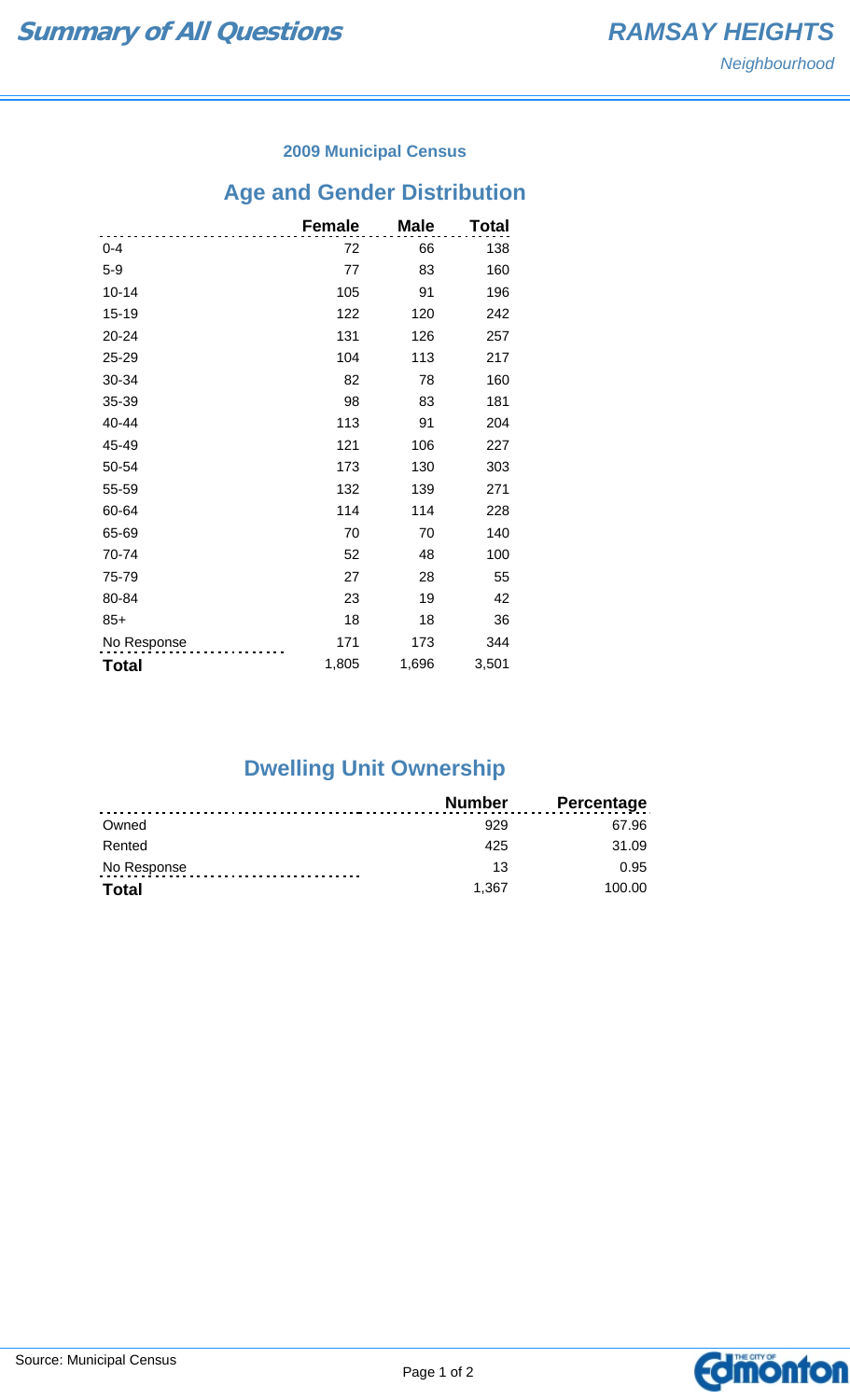# Summary of All Questions

## RAMSAY HEIGHTS

*Neighbourhood*

### 2009 Municipal Census

## Age and Gender Distribution

| | Female | Male | Total |
|---|---|---|---|
| 0-4 | 72 | 66 | 138 |
| 5-9 | 77 | 83 | 160 |
| 10-14 | 105 | 91 | 196 |
| 15-19 | 122 | 120 | 242 |
| 20-24 | 131 | 126 | 257 |
| 25-29 | 104 | 113 | 217 |
| 30-34 | 82 | 78 | 160 |
| 35-39 | 98 | 83 | 181 |
| 40-44 | 113 | 91 | 204 |
| 45-49 | 121 | 106 | 227 |
| 50-54 | 173 | 130 | 303 |
| 55-59 | 132 | 139 | 271 |
| 60-64 | 114 | 114 | 228 |
| 65-69 | 70 | 70 | 140 |
| 70-74 | 52 | 48 | 100 |
| 75-79 | 27 | 28 | 55 |
| 80-84 | 23 | 19 | 42 |
| 85+ | 18 | 18 | 36 |
| No Response | 171 | 173 | 344 |
| **Total** | 1,805 | 1,696 | 3,501 |

## Dwelling Unit Ownership

| | Number | Percentage |
|---|---|---|
| Owned | 929 | 67.96 |
| Rented | 425 | 31.09 |
| No Response | 13 | 0.95 |
| **Total** | 1,367 | 100.00 |

Source: Municipal Census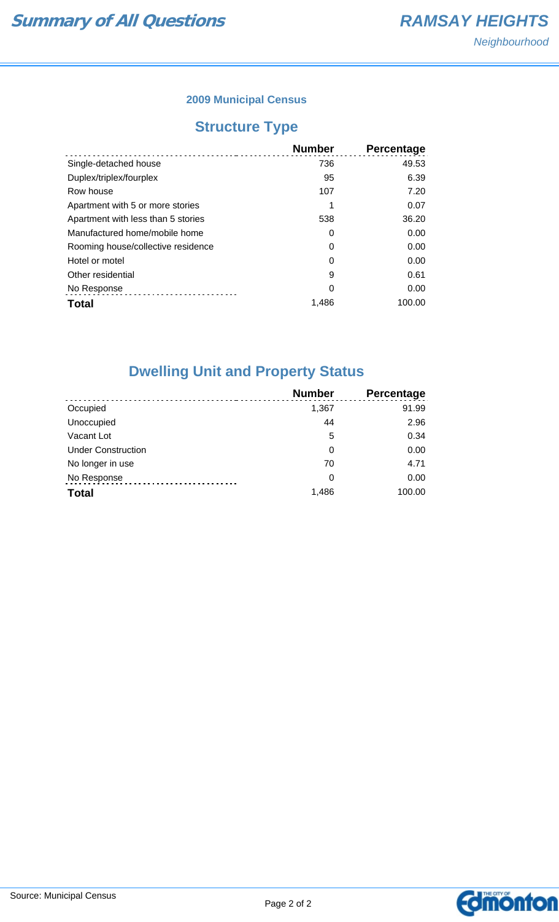### 2009 Municipal Census

## Structure Type

| | Number | Percentage |
|---|---|---|
| Single-detached house | 736 | 49.53 |
| Duplex/triplex/fourplex | 95 | 6.39 |
| Row house | 107 | 7.20 |
| Apartment with 5 or more stories | 1 | 0.07 |
| Apartment with less than 5 stories | 538 | 36.20 |
| Manufactured home/mobile home | 0 | 0.00 |
| Rooming house/collective residence | 0 | 0.00 |
| Hotel or motel | 0 | 0.00 |
| Other residential | 9 | 0.61 |
| No Response | 0 | 0.00 |
| **Total** | 1,486 | 100.00 |

## Dwelling Unit and Property Status

| | Number | Percentage |
|---|---|---|
| Occupied | 1,367 | 91.99 |
| Unoccupied | 44 | 2.96 |
| Vacant Lot | 5 | 0.34 |
| Under Construction | 0 | 0.00 |
| No longer in use | 70 | 4.71 |
| No Response | 0 | 0.00 |
| **Total** | 1,486 | 100.00 |

Source: Municipal Census